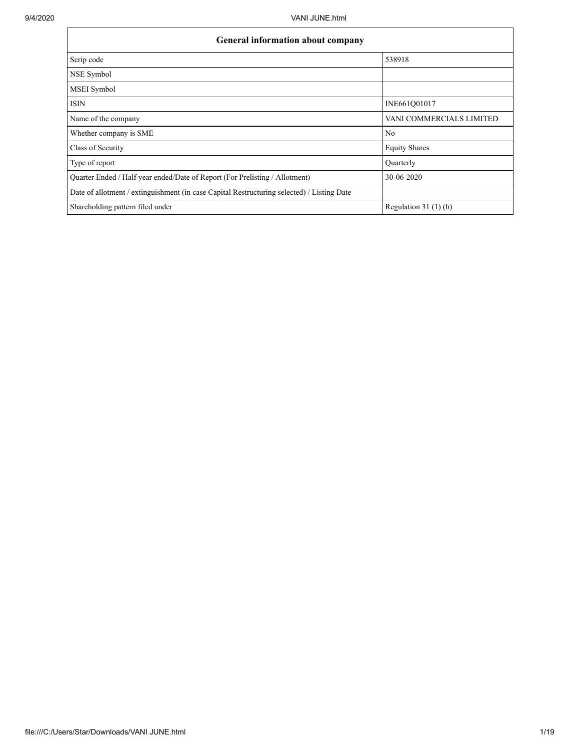| General information about company | |
|---|---|
| Scrip code | 538918 |
| NSE Symbol | |
| MSEI Symbol | |
| ISIN | INE661Q01017 |
| Name of the company | VANI COMMERCIALS LIMITED |
| Whether company is SME | No |
| Class of Security | Equity Shares |
| Type of report | Quarterly |
| Quarter Ended / Half year ended/Date of Report (For Prelisting / Allotment) | 30-06-2020 |
| Date of allotment / extinguishment (in case Capital Restructuring selected) / Listing Date | |
| Shareholding pattern filed under | Regulation 31 (1) (b) |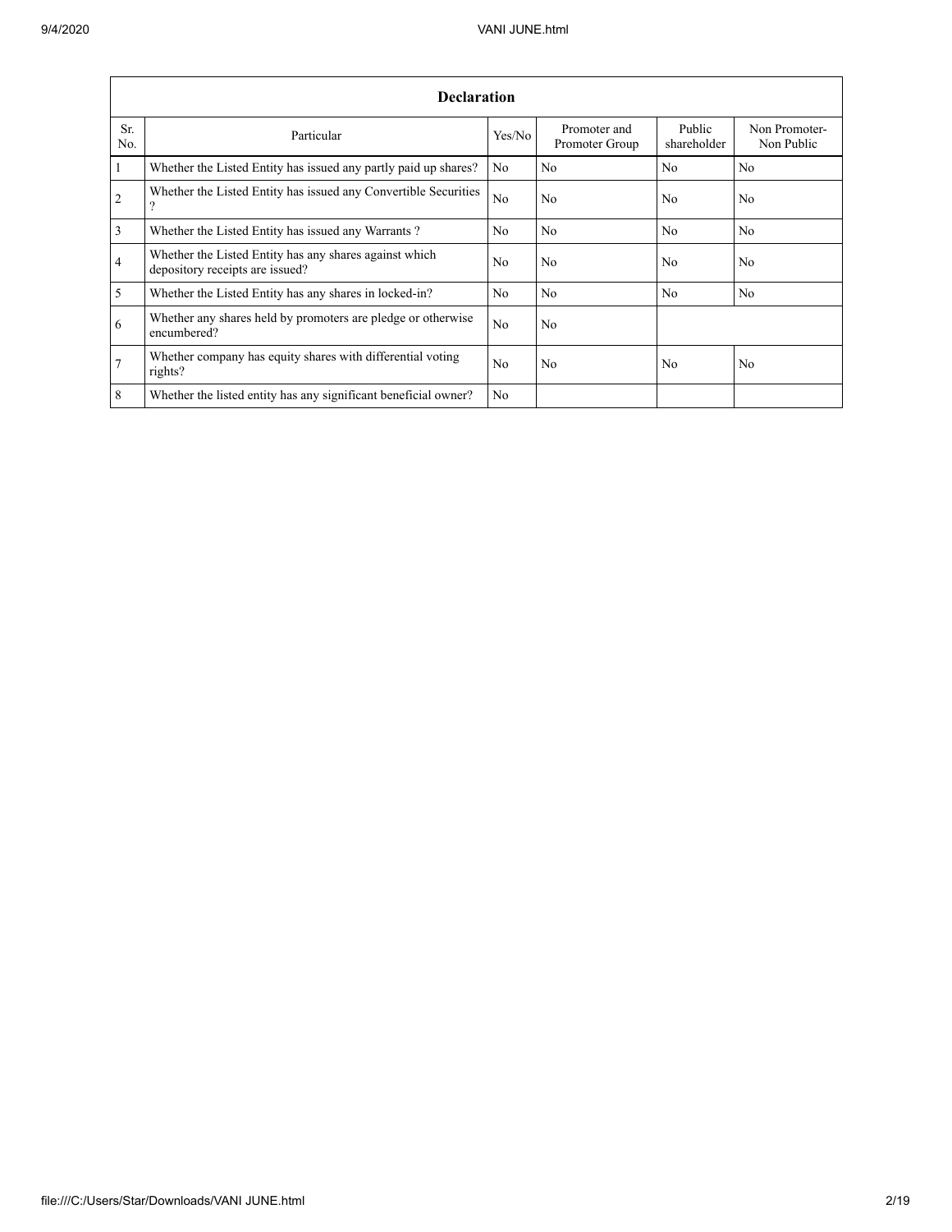| Declaration | | | | | |
|---|---|---|---|---|---|
| Sr. No. | Particular | Yes/No | Promoter and Promoter Group | Public shareholder | Non Promoter-Non Public |
| 1 | Whether the Listed Entity has issued any partly paid up shares? | No | No | No | No |
| 2 | Whether the Listed Entity has issued any Convertible Securities ? | No | No | No | No |
| 3 | Whether the Listed Entity has issued any Warrants ? | No | No | No | No |
| 4 | Whether the Listed Entity has any shares against which depository receipts are issued? | No | No | No | No |
| 5 | Whether the Listed Entity has any shares in locked-in? | No | No | No | No |
| 6 | Whether any shares held by promoters are pledge or otherwise encumbered? | No | No | | |
| 7 | Whether company has equity shares with differential voting rights? | No | No | No | No |
| 8 | Whether the listed entity has any significant beneficial owner? | No | | | |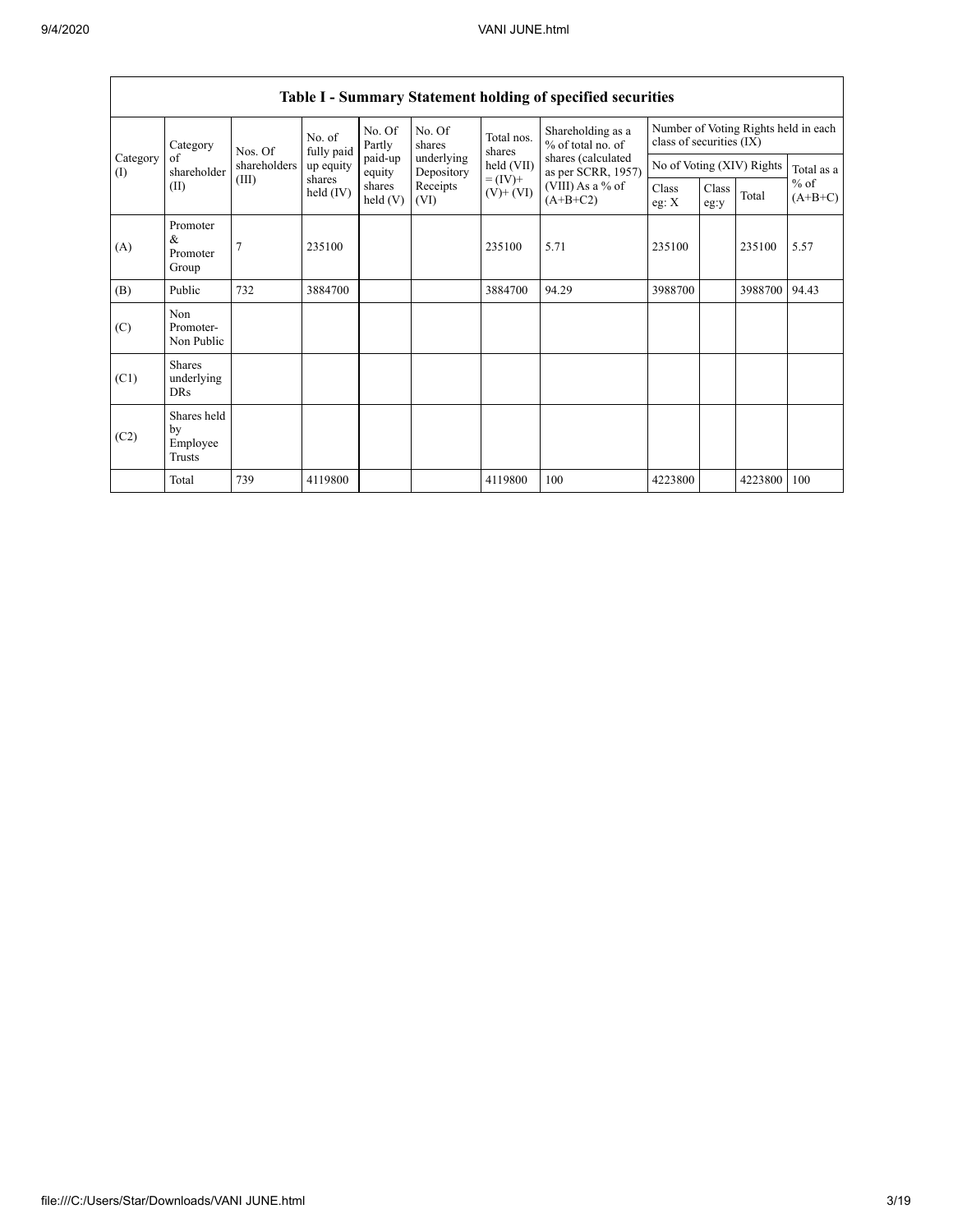## Table I - Summary Statement holding of specified securities

| Category (I) | Category of shareholder (II) | Nos. Of shareholders (III) | No. of fully paid up equity shares held (IV) | No. Of Partly paid-up equity shares held (V) | No. Of shares underlying Depository Receipts (VI) | Total nos. shares held (VII) = (IV)+ (V)+ (VI) | Shareholding as a % of total no. of shares (calculated as per SCRR, 1957) (VIII) As a % of (A+B+C2) | Number of Voting Rights held in each class of securities (IX) | | | |
|---|---|---|---|---|---|---|---|---|---|---|---|
| | | | | | | | | No of Voting (XIV) Rights | | | Total as a % of (A+B+C) |
| | | | | | | | | Class eg: X | Class eg:y | Total | |
| (A) | Promoter & Promoter Group | 7 | 235100 | | | 235100 | 5.71 | 235100 | | 235100 | 5.57 |
| (B) | Public | 732 | 3884700 | | | 3884700 | 94.29 | 3988700 | | 3988700 | 94.43 |
| (C) | Non Promoter- Non Public | | | | | | | | | | |
| (C1) | Shares underlying DRs | | | | | | | | | | |
| (C2) | Shares held by Employee Trusts | | | | | | | | | | |
| | Total | 739 | 4119800 | | | 4119800 | 100 | 4223800 | | 4223800 | 100 |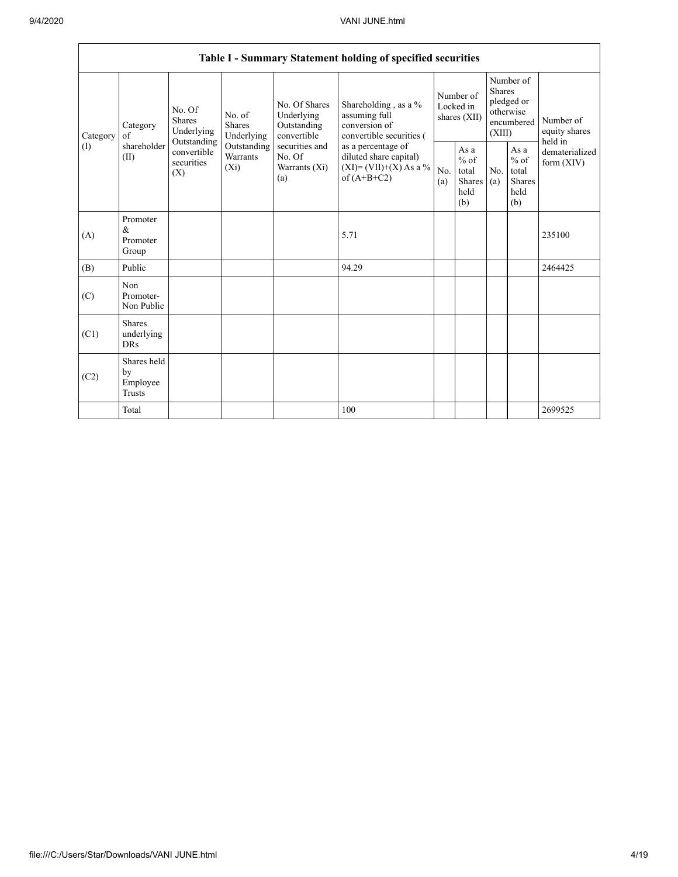| Table I - Summary Statement holding of specified securities | | | | | | | | | | | |
|---|---|---|---|---|---|---|---|---|---|---|---|
| Category (I) | Category of shareholder (II) | No. Of Shares Underlying Outstanding convertible securities (X) | No. of Shares Underlying Outstanding Warrants (Xi) | No. Of Shares Underlying Outstanding convertible securities and No. Of Warrants (Xi) (a) | Shareholding , as a % assuming full conversion of convertible securities ( as a percentage of diluted share capital) (XI)= (VII)+(X) As a % of (A+B+C2) | Number of Locked in shares (XII) | | Number of Shares pledged or otherwise encumbered (XIII) | | Number of equity shares held in dematerialized form (XIV) |
| | | | | | | No. (a) | As a % of total Shares held (b) | No. (a) | As a % of total Shares held (b) | |
| (A) | Promoter & Promoter Group | | | | 5.71 | | | | | 235100 |
| (B) | Public | | | | 94.29 | | | | | 2464425 |
| (C) | Non Promoter- Non Public | | | | | | | | | |
| (C1) | Shares underlying DRs | | | | | | | | | |
| (C2) | Shares held by Employee Trusts | | | | | | | | | |
| | Total | | | | 100 | | | | | 2699525 |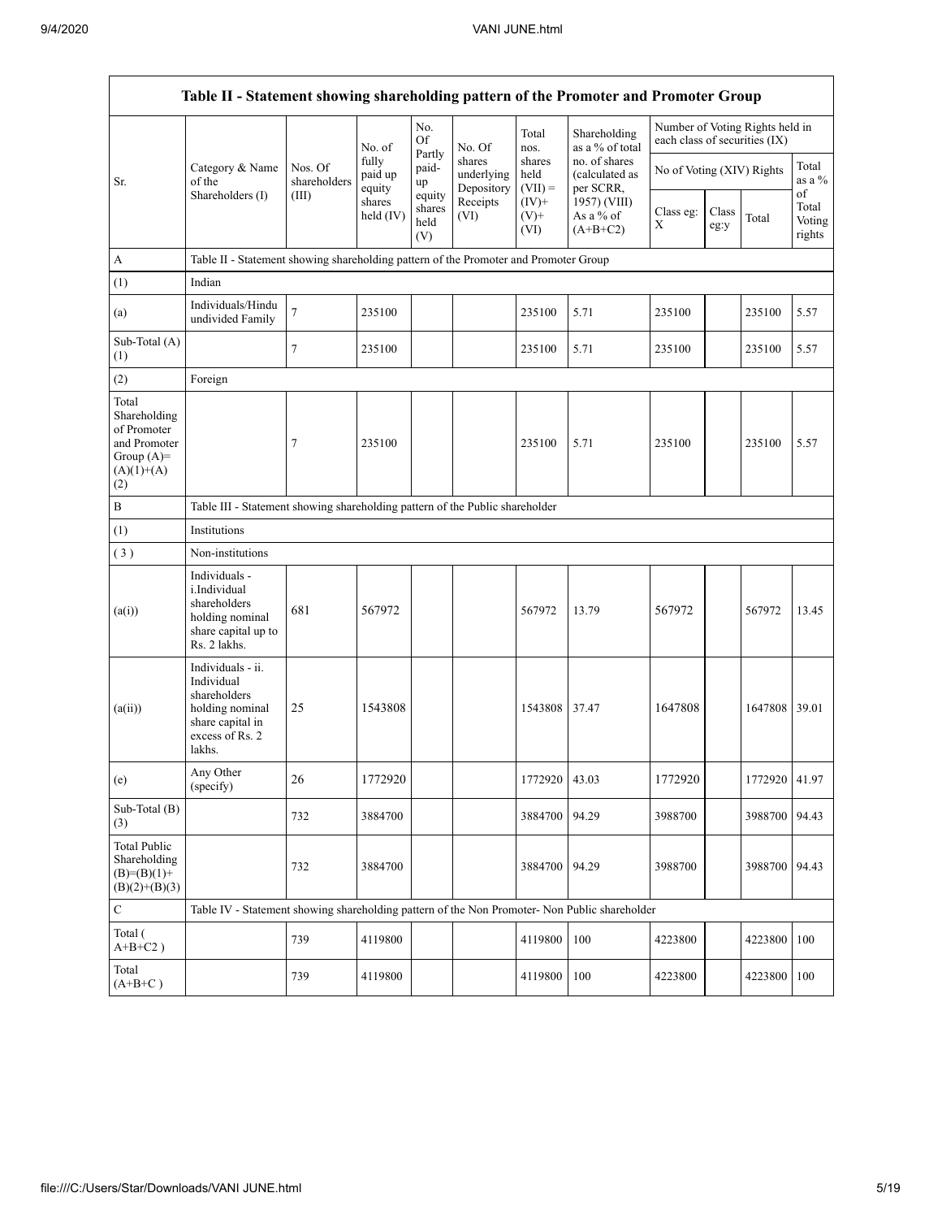| Table II - Statement showing shareholding pattern of the Promoter and Promoter Group | | | | | | | | | | | |
|---|---|---|---|---|---|---|---|---|---|---|---|
| Sr. | Category & Name of the Shareholders (I) | Nos. Of shareholders (III) | No. of fully paid up equity shares held (IV) | No. Of Partly paid-up equity shares held (V) | No. Of shares underlying Depository Receipts (VI) | Total nos. shares held (VII) = (IV)+ (V)+ (VI) | Shareholding as a % of total no. of shares (calculated as per SCRR, 1957) (VIII) As a % of (A+B+C2) | Number of Voting Rights held in each class of securities (IX) | | | |
| | | | | | | | | No of Voting (XIV) Rights | | | Total as a % of Total Voting rights |
| | | | | | | | | Class eg: X | Class eg:y | Total | |
| A | Table II - Statement showing shareholding pattern of the Promoter and Promoter Group | | | | | | | | | | |
| (1) | Indian | | | | | | | | | | |
| (a) | Individuals/Hindu undivided Family | 7 | 235100 | | | 235100 | 5.71 | 235100 | | 235100 | 5.57 |
| Sub-Total (A) (1) | | 7 | 235100 | | | 235100 | 5.71 | 235100 | | 235100 | 5.57 |
| (2) | Foreign | | | | | | | | | | |
| Total Shareholding of Promoter and Promoter Group (A)= (A)(1)+(A)(2) | | 7 | 235100 | | | 235100 | 5.71 | 235100 | | 235100 | 5.57 |
| B | Table III - Statement showing shareholding pattern of the Public shareholder | | | | | | | | | | |
| (1) | Institutions | | | | | | | | | | |
| (3) | Non-institutions | | | | | | | | | | |
| (a(i)) | Individuals - i.Individual shareholders holding nominal share capital up to Rs. 2 lakhs. | 681 | 567972 | | | 567972 | 13.79 | 567972 | | 567972 | 13.45 |
| (a(ii)) | Individuals - ii. Individual shareholders holding nominal share capital in excess of Rs. 2 lakhs. | 25 | 1543808 | | | 1543808 | 37.47 | 1647808 | | 1647808 | 39.01 |
| (e) | Any Other (specify) | 26 | 1772920 | | | 1772920 | 43.03 | 1772920 | | 1772920 | 41.97 |
| Sub-Total (B) (3) | | 732 | 3884700 | | | 3884700 | 94.29 | 3988700 | | 3988700 | 94.43 |
| Total Public Shareholding (B)=(B)(1)+(B)(2)+(B)(3) | | 732 | 3884700 | | | 3884700 | 94.29 | 3988700 | | 3988700 | 94.43 |
| C | Table IV - Statement showing shareholding pattern of the Non Promoter- Non Public shareholder | | | | | | | | | | |
| Total ( A+B+C2 ) | | 739 | 4119800 | | | 4119800 | 100 | 4223800 | | 4223800 | 100 |
| Total (A+B+C ) | | 739 | 4119800 | | | 4119800 | 100 | 4223800 | | 4223800 | 100 |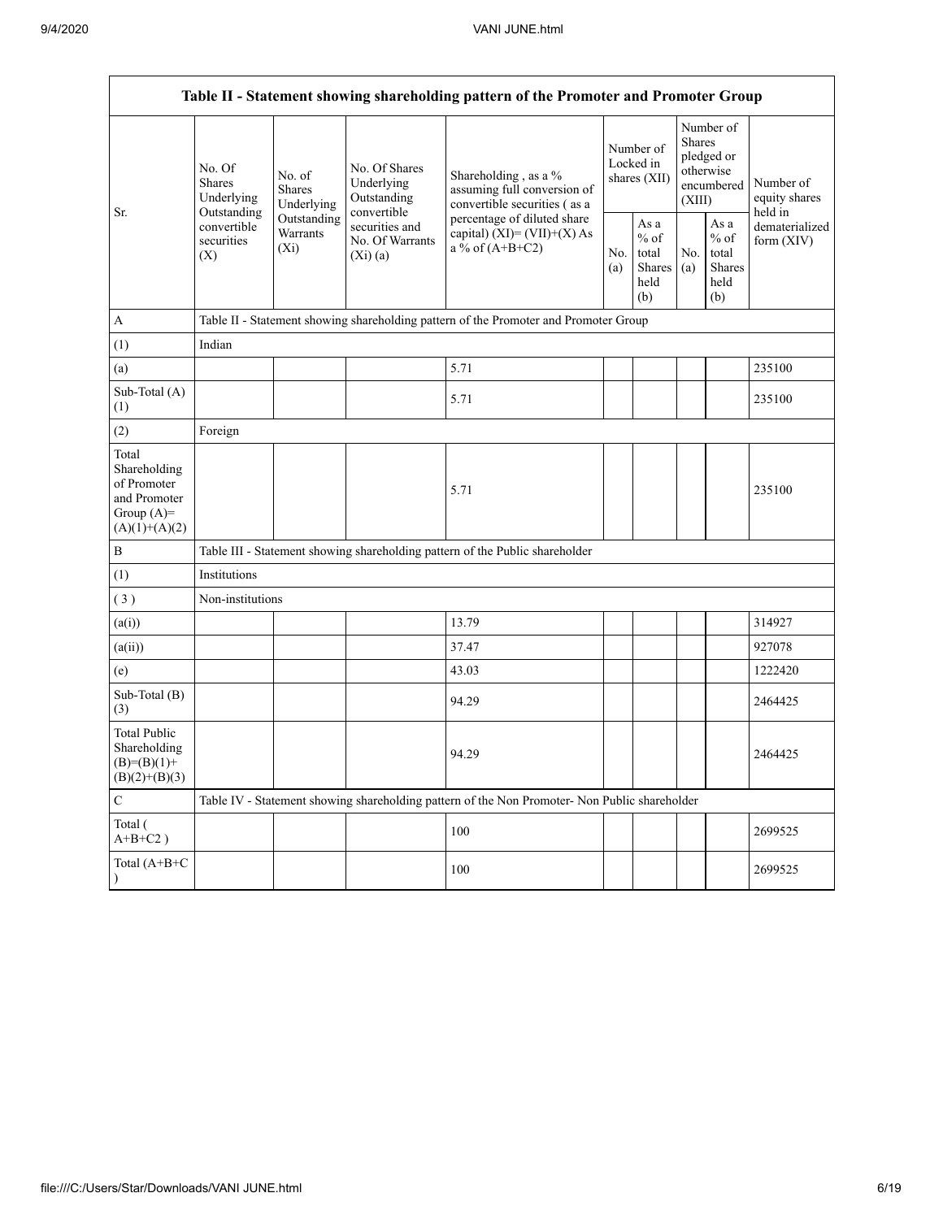| Table II - Statement showing shareholding pattern of the Promoter and Promoter Group | | | | | | | | | |
|---|---|---|---|---|---|---|---|---|---|
| Sr. | No. Of Shares Underlying Outstanding convertible securities (X) | No. of Shares Underlying Outstanding Warrants (Xi) | No. Of Shares Underlying Outstanding convertible securities and No. Of Warrants (Xi) (a) | Shareholding , as a % assuming full conversion of convertible securities ( as a percentage of diluted share capital) (XI)= (VII)+(X) As a % of (A+B+C2) | Number of Locked in shares (XII) | | Number of Shares pledged or otherwise encumbered (XIII) | | Number of equity shares held in dematerialized form (XIV) |
| | | | | | No. (a) | As a % of total Shares held (b) | No. (a) | As a % of total Shares held (b) | |
| A | Table II - Statement showing shareholding pattern of the Promoter and Promoter Group | | | | | | | | |
| (1) | Indian | | | | | | | | |
| (a) | | | | 5.71 | | | | | 235100 |
| Sub-Total (A) (1) | | | | 5.71 | | | | | 235100 |
| (2) | Foreign | | | | | | | | |
| Total Shareholding of Promoter and Promoter Group (A)= (A)(1)+(A)(2) | | | | 5.71 | | | | | 235100 |
| B | Table III - Statement showing shareholding pattern of the Public shareholder | | | | | | | | |
| (1) | Institutions | | | | | | | | |
| ( 3 ) | Non-institutions | | | | | | | | |
| (a(i)) | | | | 13.79 | | | | | 314927 |
| (a(ii)) | | | | 37.47 | | | | | 927078 |
| (e) | | | | 43.03 | | | | | 1222420 |
| Sub-Total (B) (3) | | | | 94.29 | | | | | 2464425 |
| Total Public Shareholding (B)=(B)(1)+(B)(2)+(B)(3) | | | | 94.29 | | | | | 2464425 |
| C | Table IV - Statement showing shareholding pattern of the Non Promoter- Non Public shareholder | | | | | | | | |
| Total ( A+B+C2 ) | | | | 100 | | | | | 2699525 |
| Total (A+B+C ) | | | | 100 | | | | | 2699525 |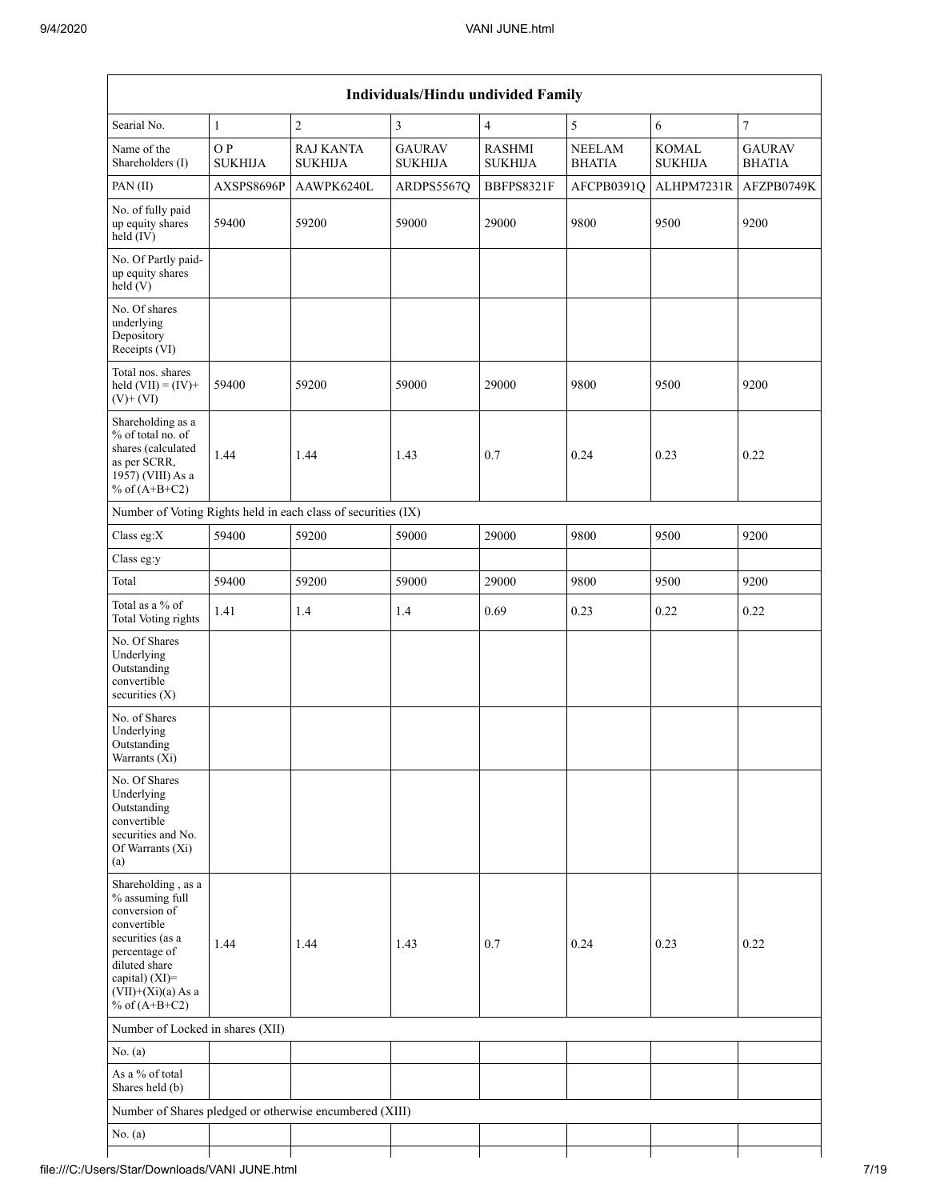| Individuals/Hindu undivided Family | | | | | | | |
|---|---|---|---|---|---|---|---|
| Searial No. | 1 | 2 | 3 | 4 | 5 | 6 | 7 |
| Name of the Shareholders (I) | O P SUKHIJA | RAJ KANTA SUKHIJA | GAURAV SUKHIJA | RASHMI SUKHIJA | NEELAM BHATIA | KOMAL SUKHIJA | GAURAV BHATIA |
| PAN (II) | AXSPS8696P | AAWPK6240L | ARDPS5567Q | BBFPS8321F | AFCPB0391Q | ALHPM7231R | AFZPB0749K |
| No. of fully paid up equity shares held (IV) | 59400 | 59200 | 59000 | 29000 | 9800 | 9500 | 9200 |
| No. Of Partly paid-up equity shares held (V) | | | | | | | |
| No. Of shares underlying Depository Receipts (VI) | | | | | | | |
| Total nos. shares held (VII) = (IV)+ (V)+ (VI) | 59400 | 59200 | 59000 | 29000 | 9800 | 9500 | 9200 |
| Shareholding as a % of total no. of shares (calculated as per SCRR, 1957) (VIII) As a % of (A+B+C2) | 1.44 | 1.44 | 1.43 | 0.7 | 0.24 | 0.23 | 0.22 |
| Number of Voting Rights held in each class of securities (IX) | | | | | | | |
| Class eg:X | 59400 | 59200 | 59000 | 29000 | 9800 | 9500 | 9200 |
| Class eg:y | | | | | | | |
| Total | 59400 | 59200 | 59000 | 29000 | 9800 | 9500 | 9200 |
| Total as a % of Total Voting rights | 1.41 | 1.4 | 1.4 | 0.69 | 0.23 | 0.22 | 0.22 |
| No. Of Shares Underlying Outstanding convertible securities (X) | | | | | | | |
| No. of Shares Underlying Outstanding Warrants (Xi) | | | | | | | |
| No. Of Shares Underlying Outstanding convertible securities and No. Of Warrants (Xi) (a) | | | | | | | |
| Shareholding , as a % assuming full conversion of convertible securities (as a percentage of diluted share capital) (XI)= (VII)+(Xi)(a) As a % of (A+B+C2) | 1.44 | 1.44 | 1.43 | 0.7 | 0.24 | 0.23 | 0.22 |
| Number of Locked in shares (XII) | | | | | | | |
| No. (a) | | | | | | | |
| As a % of total Shares held (b) | | | | | | | |
| Number of Shares pledged or otherwise encumbered (XIII) | | | | | | | |
| No. (a) | | | | | | | |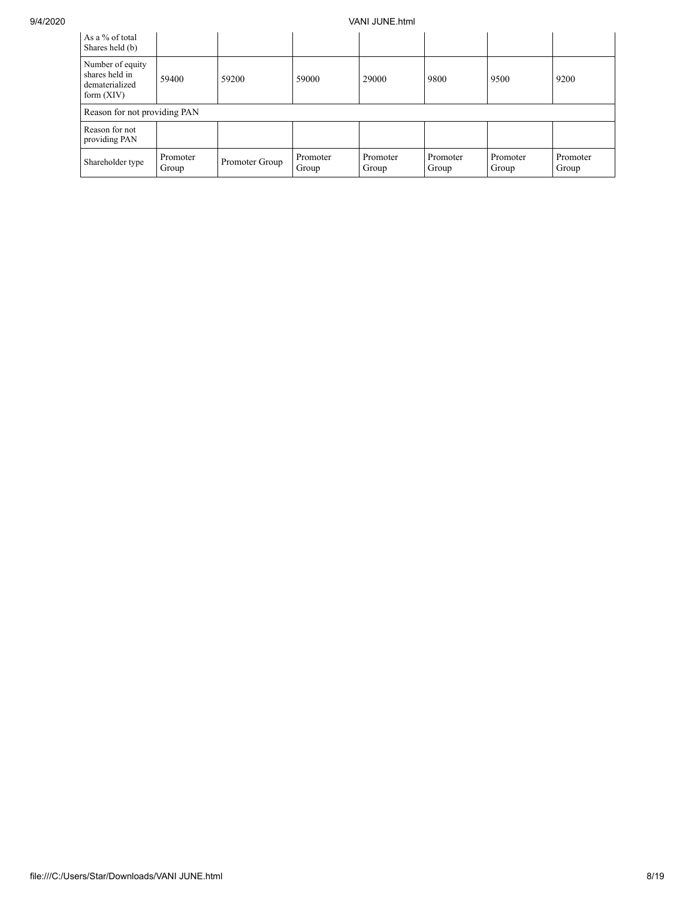| As a % of total Shares held (b) | | | | | | | |
|---|---|---|---|---|---|---|---|
| Number of equity shares held in dematerialized form (XIV) | 59400 | 59200 | 59000 | 29000 | 9800 | 9500 | 9200 |
| Reason for not providing PAN | | | | | | | |
| Reason for not providing PAN | | | | | | | |
| Shareholder type | Promoter Group | Promoter Group | Promoter Group | Promoter Group | Promoter Group | Promoter Group | Promoter Group |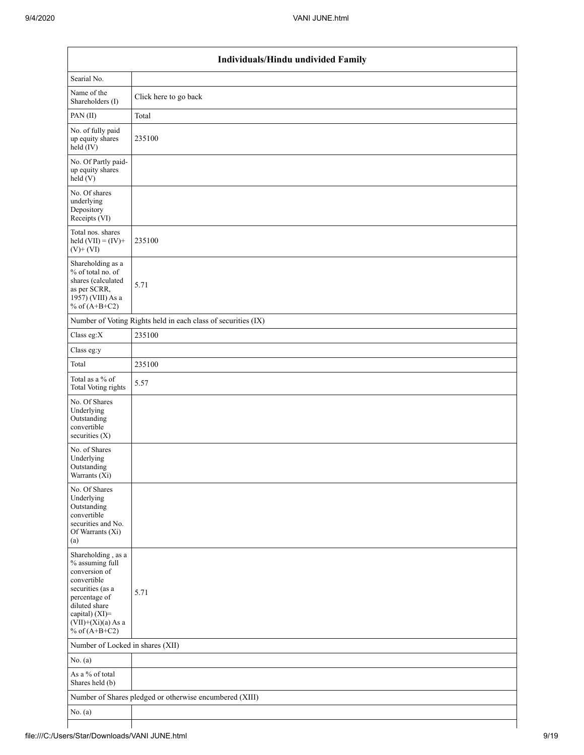| Individuals/Hindu undivided Family | |
|---|---|
| Searial No. | |
| Name of the Shareholders (I) | Click here to go back |
| PAN (II) | Total |
| No. of fully paid up equity shares held (IV) | 235100 |
| No. Of Partly paid-up equity shares held (V) | |
| No. Of shares underlying Depository Receipts (VI) | |
| Total nos. shares held (VII) = (IV)+ (V)+ (VI) | 235100 |
| Shareholding as a % of total no. of shares (calculated as per SCRR, 1957) (VIII) As a % of (A+B+C2) | 5.71 |
| Number of Voting Rights held in each class of securities (IX) | |
| Class eg:X | 235100 |
| Class eg:y | |
| Total | 235100 |
| Total as a % of Total Voting rights | 5.57 |
| No. Of Shares Underlying Outstanding convertible securities (X) | |
| No. of Shares Underlying Outstanding Warrants (Xi) | |
| No. Of Shares Underlying Outstanding convertible securities and No. Of Warrants (Xi) (a) | |
| Shareholding , as a % assuming full conversion of convertible securities (as a percentage of diluted share capital) (XI)= (VII)+(Xi)(a) As a % of (A+B+C2) | 5.71 |
| Number of Locked in shares (XII) | |
| No. (a) | |
| As a % of total Shares held (b) | |
| Number of Shares pledged or otherwise encumbered (XIII) | |
| No. (a) | |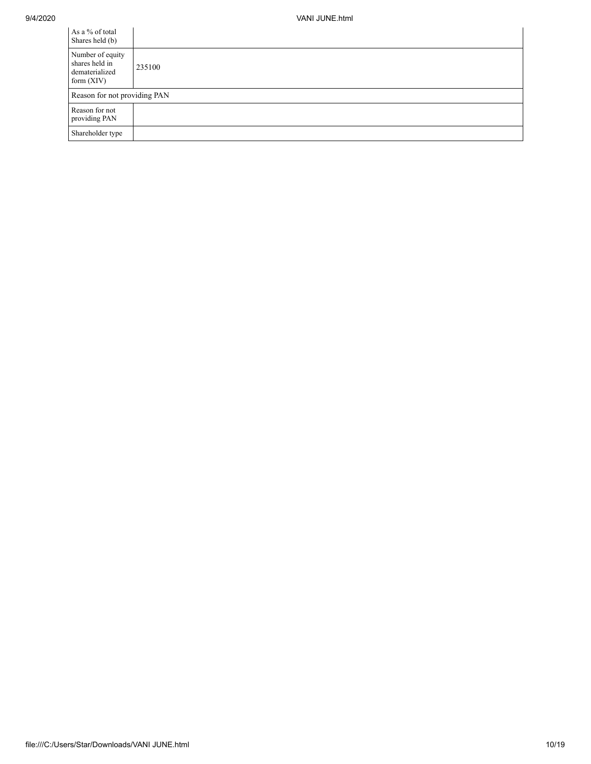| As a % of total Shares held (b) | |
|---|---|
| Number of equity shares held in dematerialized form (XIV) | 235100 |
| Reason for not providing PAN | |
| Reason for not providing PAN | |
| Shareholder type | |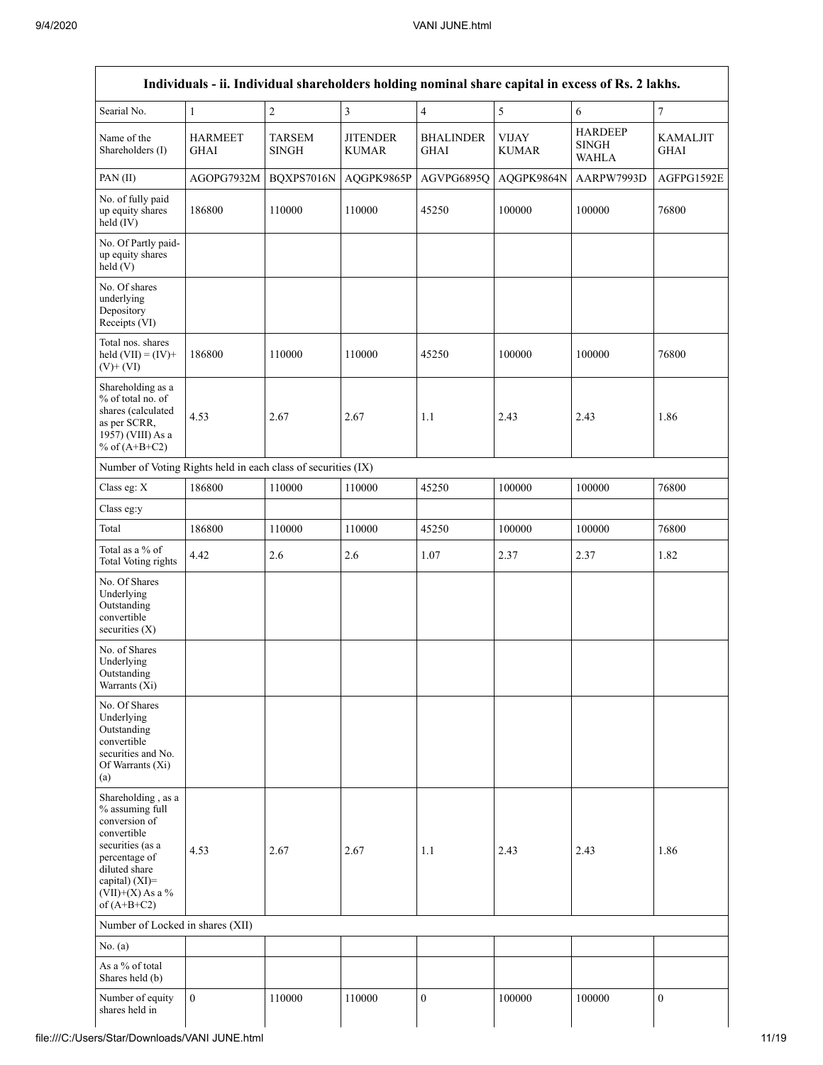| Individuals - ii. Individual shareholders holding nominal share capital in excess of Rs. 2 lakhs. | | | | | | | |
|---|---|---|---|---|---|---|---|
| Searial No. | 1 | 2 | 3 | 4 | 5 | 6 | 7 |
| Name of the Shareholders (I) | HARMEET GHAI | TARSEM SINGH | JITENDER KUMAR | BHALINDER GHAI | VIJAY KUMAR | HARDEEP SINGH WAHLA | KAMALJIT GHAI |
| PAN (II) | AGOPG7932M | BQXPS7016N | AQGPK9865P | AGVPG6895Q | AQGPK9864N | AARPW7993D | AGFPG1592E |
| No. of fully paid up equity shares held (IV) | 186800 | 110000 | 110000 | 45250 | 100000 | 100000 | 76800 |
| No. Of Partly paid-up equity shares held (V) | | | | | | | |
| No. Of shares underlying Depository Receipts (VI) | | | | | | | |
| Total nos. shares held (VII) = (IV)+ (V)+ (VI) | 186800 | 110000 | 110000 | 45250 | 100000 | 100000 | 76800 |
| Shareholding as a % of total no. of shares (calculated as per SCRR, 1957) (VIII) As a % of (A+B+C2) | 4.53 | 2.67 | 2.67 | 1.1 | 2.43 | 2.43 | 1.86 |
| Number of Voting Rights held in each class of securities (IX) | | | | | | | |
| Class eg: X | 186800 | 110000 | 110000 | 45250 | 100000 | 100000 | 76800 |
| Class eg:y | | | | | | | |
| Total | 186800 | 110000 | 110000 | 45250 | 100000 | 100000 | 76800 |
| Total as a % of Total Voting rights | 4.42 | 2.6 | 2.6 | 1.07 | 2.37 | 2.37 | 1.82 |
| No. Of Shares Underlying Outstanding convertible securities (X) | | | | | | | |
| No. of Shares Underlying Outstanding Warrants (Xi) | | | | | | | |
| No. Of Shares Underlying Outstanding convertible securities and No. Of Warrants (Xi) (a) | | | | | | | |
| Shareholding , as a % assuming full conversion of convertible securities (as a percentage of diluted share capital) (XI)= (VII)+(X) As a % of (A+B+C2) | 4.53 | 2.67 | 2.67 | 1.1 | 2.43 | 2.43 | 1.86 |
| Number of Locked in shares (XII) | | | | | | | |
| No. (a) | | | | | | | |
| As a % of total Shares held (b) | | | | | | | |
| Number of equity shares held in | 0 | 110000 | 110000 | 0 | 100000 | 100000 | 0 |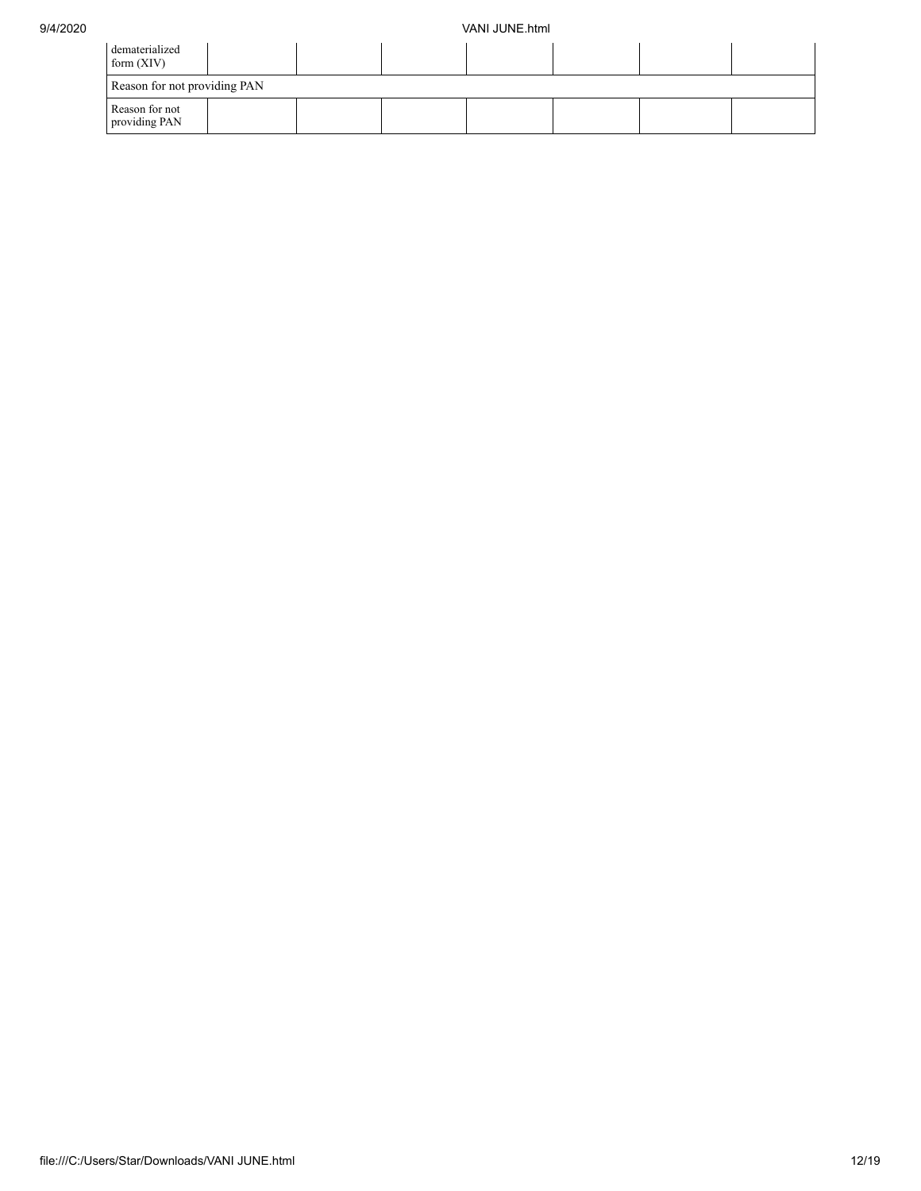| dematerialized form (XIV) | | | | | | | |
|---|---|---|---|---|---|---|---|
| Reason for not providing PAN | | | | | | | |
| Reason for not providing PAN | | | | | | | |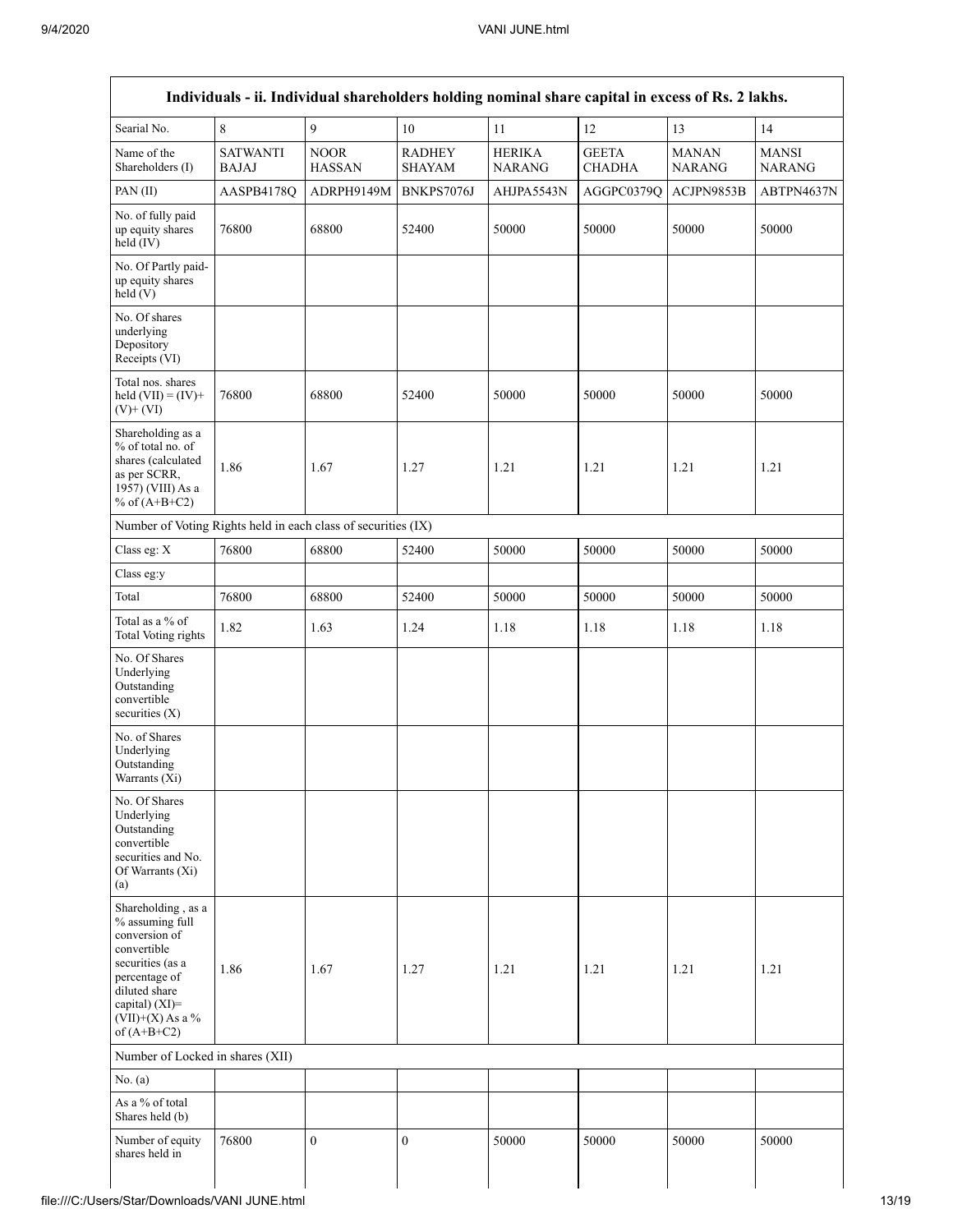| Individuals - ii. Individual shareholders holding nominal share capital in excess of Rs. 2 lakhs. | | | | | | | |
|---|---|---|---|---|---|---|---|
| Searial No. | 8 | 9 | 10 | 11 | 12 | 13 | 14 |
| Name of the Shareholders (I) | SATWANTI BAJAJ | NOOR HASSAN | RADHEY SHAYAM | HERIKA NARANG | GEETA CHADHA | MANAN NARANG | MANSI NARANG |
| PAN (II) | AASPB4178Q | ADRPH9149M | BNKPS7076J | AHJPA5543N | AGGPC0379Q | ACJPN9853B | ABTPN4637N |
| No. of fully paid up equity shares held (IV) | 76800 | 68800 | 52400 | 50000 | 50000 | 50000 | 50000 |
| No. Of Partly paid-up equity shares held (V) | | | | | | | |
| No. Of shares underlying Depository Receipts (VI) | | | | | | | |
| Total nos. shares held (VII) = (IV)+(V)+ (VI) | 76800 | 68800 | 52400 | 50000 | 50000 | 50000 | 50000 |
| Shareholding as a % of total no. of shares (calculated as per SCRR, 1957) (VIII) As a % of (A+B+C2) | 1.86 | 1.67 | 1.27 | 1.21 | 1.21 | 1.21 | 1.21 |
| Number of Voting Rights held in each class of securities (IX) | | | | | | | |
| Class eg: X | 76800 | 68800 | 52400 | 50000 | 50000 | 50000 | 50000 |
| Class eg:y | | | | | | | |
| Total | 76800 | 68800 | 52400 | 50000 | 50000 | 50000 | 50000 |
| Total as a % of Total Voting rights | 1.82 | 1.63 | 1.24 | 1.18 | 1.18 | 1.18 | 1.18 |
| No. Of Shares Underlying Outstanding convertible securities (X) | | | | | | | |
| No. of Shares Underlying Outstanding Warrants (Xi) | | | | | | | |
| No. Of Shares Underlying Outstanding convertible securities and No. Of Warrants (Xi) (a) | | | | | | | |
| Shareholding , as a % assuming full conversion of convertible securities (as a percentage of diluted share capital) (XI)= (VII)+(X) As a % of (A+B+C2) | 1.86 | 1.67 | 1.27 | 1.21 | 1.21 | 1.21 | 1.21 |
| Number of Locked in shares (XII) | | | | | | | |
| No. (a) | | | | | | | |
| As a % of total Shares held (b) | | | | | | | |
| Number of equity shares held in | 76800 | 0 | 0 | 50000 | 50000 | 50000 | 50000 |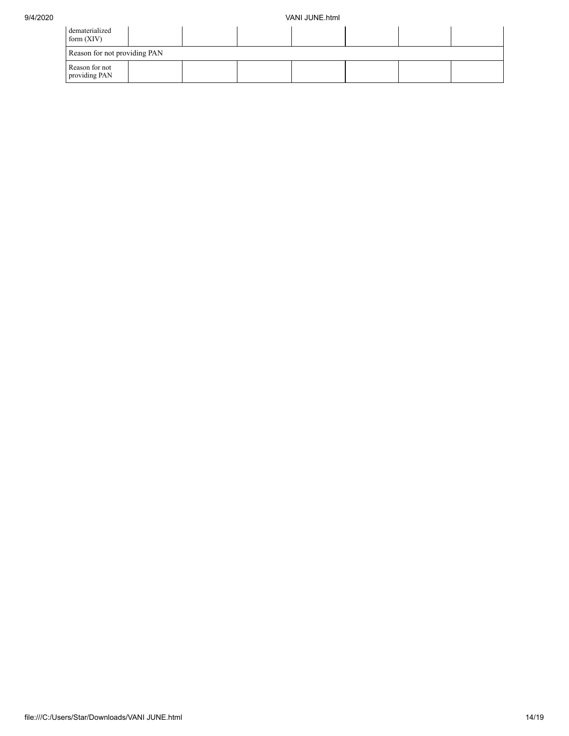| | | | | | | | |
|---|---|---|---|---|---|---|---|
| dematerialized form (XIV) | | | | | | | |
| Reason for not providing PAN | | | | | | | |
| Reason for not providing PAN | | | | | | | |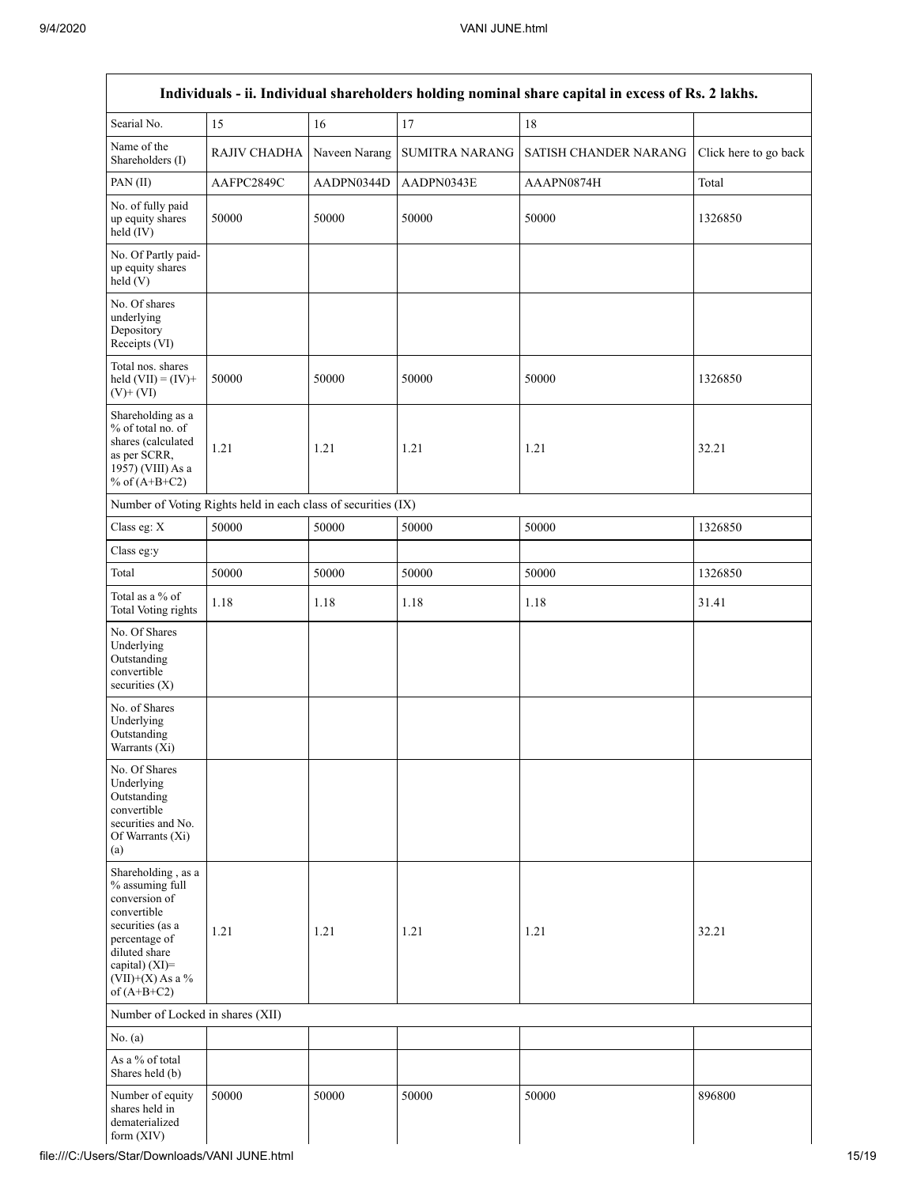| Individuals - ii. Individual shareholders holding nominal share capital in excess of Rs. 2 lakhs. | | | | | |
|---|---|---|---|---|---|
| Searial No. | 15 | 16 | 17 | 18 | |
| Name of the Shareholders (I) | RAJIV CHADHA | Naveen Narang | SUMITRA NARANG | SATISH CHANDER NARANG | Click here to go back |
| PAN (II) | AAFPC2849C | AADPN0344D | AADPN0343E | AAAPN0874H | Total |
| No. of fully paid up equity shares held (IV) | 50000 | 50000 | 50000 | 50000 | 1326850 |
| No. Of Partly paid-up equity shares held (V) | | | | | |
| No. Of shares underlying Depository Receipts (VI) | | | | | |
| Total nos. shares held (VII) = (IV)+(V)+ (VI) | 50000 | 50000 | 50000 | 50000 | 1326850 |
| Shareholding as a % of total no. of shares (calculated as per SCRR, 1957) (VIII) As a % of (A+B+C2) | 1.21 | 1.21 | 1.21 | 1.21 | 32.21 |
| Number of Voting Rights held in each class of securities (IX) | | | | | |
| Class eg: X | 50000 | 50000 | 50000 | 50000 | 1326850 |
| Class eg:y | | | | | |
| Total | 50000 | 50000 | 50000 | 50000 | 1326850 |
| Total as a % of Total Voting rights | 1.18 | 1.18 | 1.18 | 1.18 | 31.41 |
| No. Of Shares Underlying Outstanding convertible securities (X) | | | | | |
| No. of Shares Underlying Outstanding Warrants (Xi) | | | | | |
| No. Of Shares Underlying Outstanding convertible securities and No. Of Warrants (Xi) (a) | | | | | |
| Shareholding , as a % assuming full conversion of convertible securities (as a percentage of diluted share capital) (XI)= (VII)+(X) As a % of (A+B+C2) | 1.21 | 1.21 | 1.21 | 1.21 | 32.21 |
| Number of Locked in shares (XII) | | | | | |
| No. (a) | | | | | |
| As a % of total Shares held (b) | | | | | |
| Number of equity shares held in dematerialized form (XIV) | 50000 | 50000 | 50000 | 50000 | 896800 |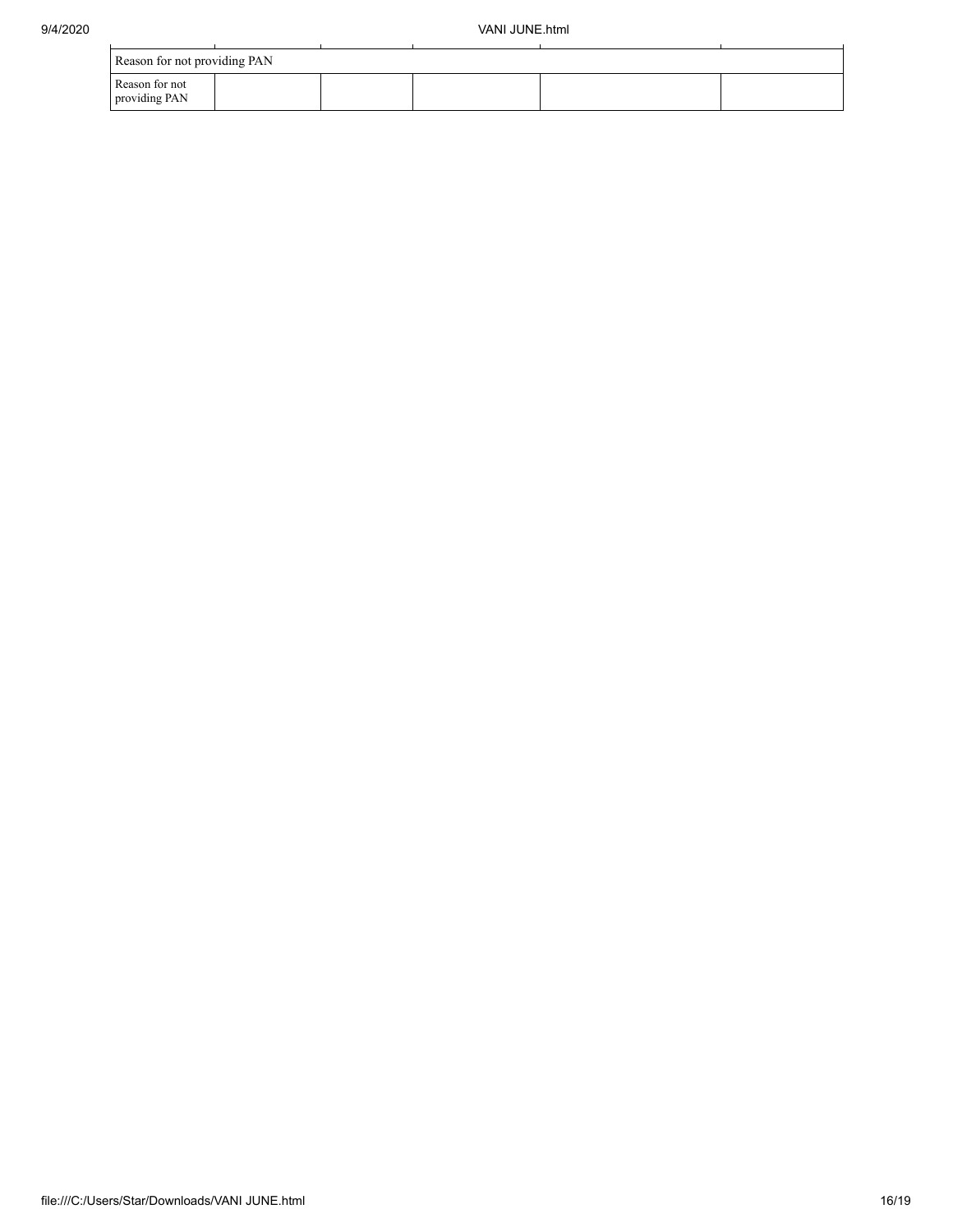| Reason for not providing PAN | | | | | |
|---|---|---|---|---|---|
| Reason for not providing PAN | | | | | |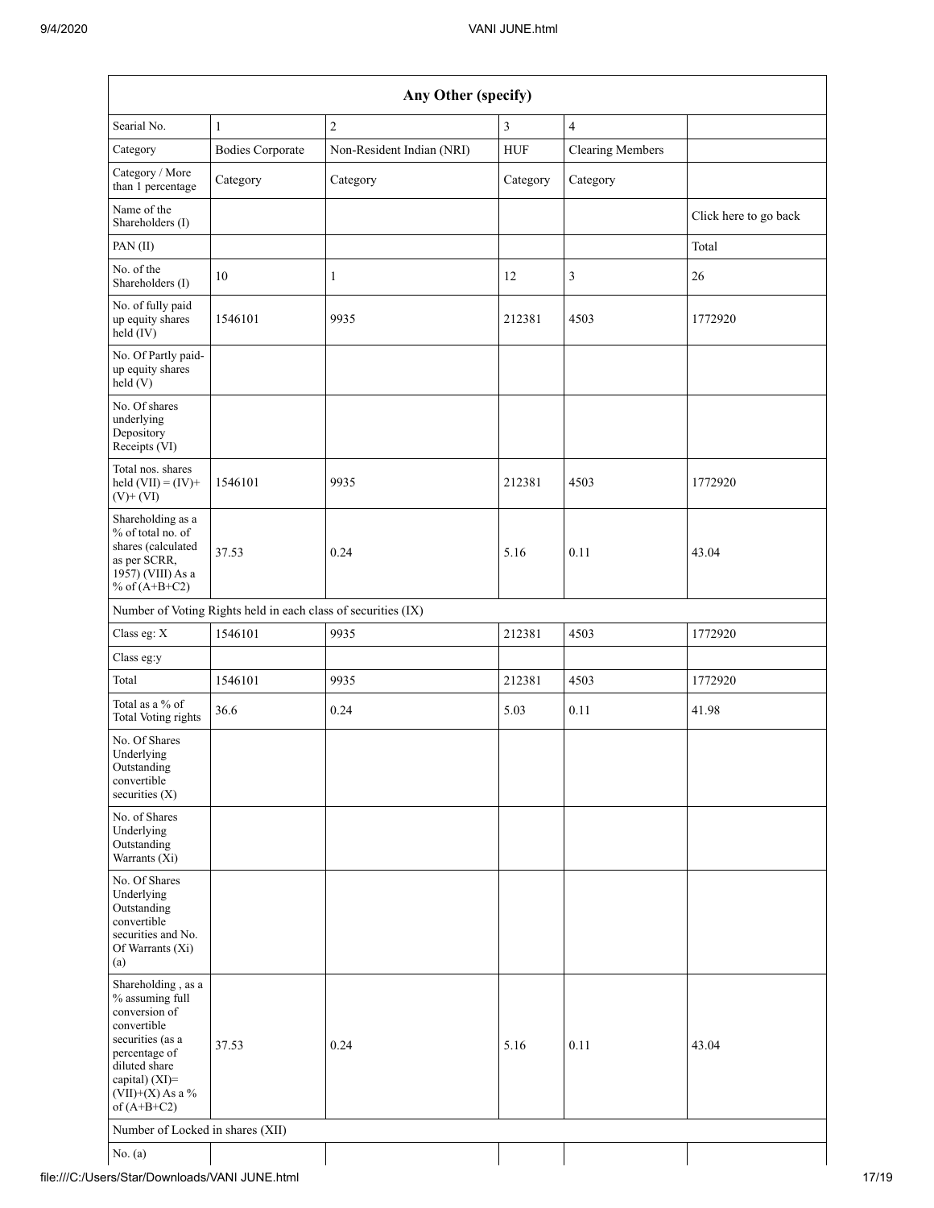| Any Other (specify) | | | | | |
|---|---|---|---|---|---|
| Searial No. | 1 | 2 | 3 | 4 | |
| Category | Bodies Corporate | Non-Resident Indian (NRI) | HUF | Clearing Members | |
| Category / More than 1 percentage | Category | Category | Category | Category | |
| Name of the Shareholders (I) | | | | | Click here to go back |
| PAN (II) | | | | | Total |
| No. of the Shareholders (I) | 10 | 1 | 12 | 3 | 26 |
| No. of fully paid up equity shares held (IV) | 1546101 | 9935 | 212381 | 4503 | 1772920 |
| No. Of Partly paid-up equity shares held (V) | | | | | |
| No. Of shares underlying Depository Receipts (VI) | | | | | |
| Total nos. shares held (VII) = (IV)+ (V)+ (VI) | 1546101 | 9935 | 212381 | 4503 | 1772920 |
| Shareholding as a % of total no. of shares (calculated as per SCRR, 1957) (VIII) As a % of (A+B+C2) | 37.53 | 0.24 | 5.16 | 0.11 | 43.04 |
| Number of Voting Rights held in each class of securities (IX) | | | | | |
| Class eg: X | 1546101 | 9935 | 212381 | 4503 | 1772920 |
| Class eg:y | | | | | |
| Total | 1546101 | 9935 | 212381 | 4503 | 1772920 |
| Total as a % of Total Voting rights | 36.6 | 0.24 | 5.03 | 0.11 | 41.98 |
| No. Of Shares Underlying Outstanding convertible securities (X) | | | | | |
| No. of Shares Underlying Outstanding Warrants (Xi) | | | | | |
| No. Of Shares Underlying Outstanding convertible securities and No. Of Warrants (Xi) (a) | | | | | |
| Shareholding , as a % assuming full conversion of convertible securities (as a percentage of diluted share capital) (XI)= (VII)+(X) As a % of (A+B+C2) | 37.53 | 0.24 | 5.16 | 0.11 | 43.04 |
| Number of Locked in shares (XII) | | | | | |
| No. (a) | | | | | |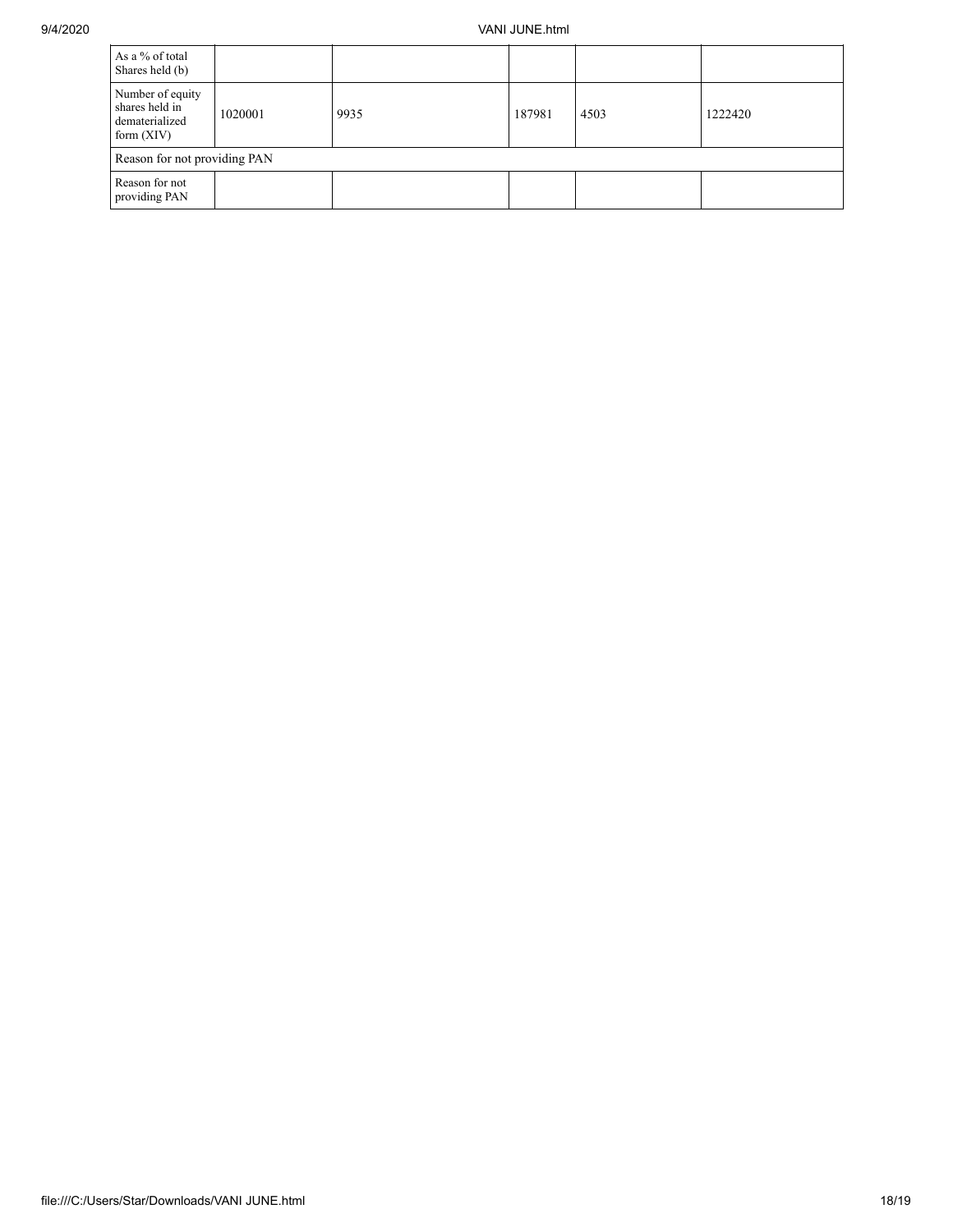| As a % of total Shares held (b) | | | | | |
| --- | --- | --- | --- | --- | --- |
| Number of equity shares held in dematerialized form (XIV) | 1020001 | 9935 | 187981 | 4503 | 1222420 |
| Reason for not providing PAN | | | | | |
| Reason for not providing PAN | | | | | |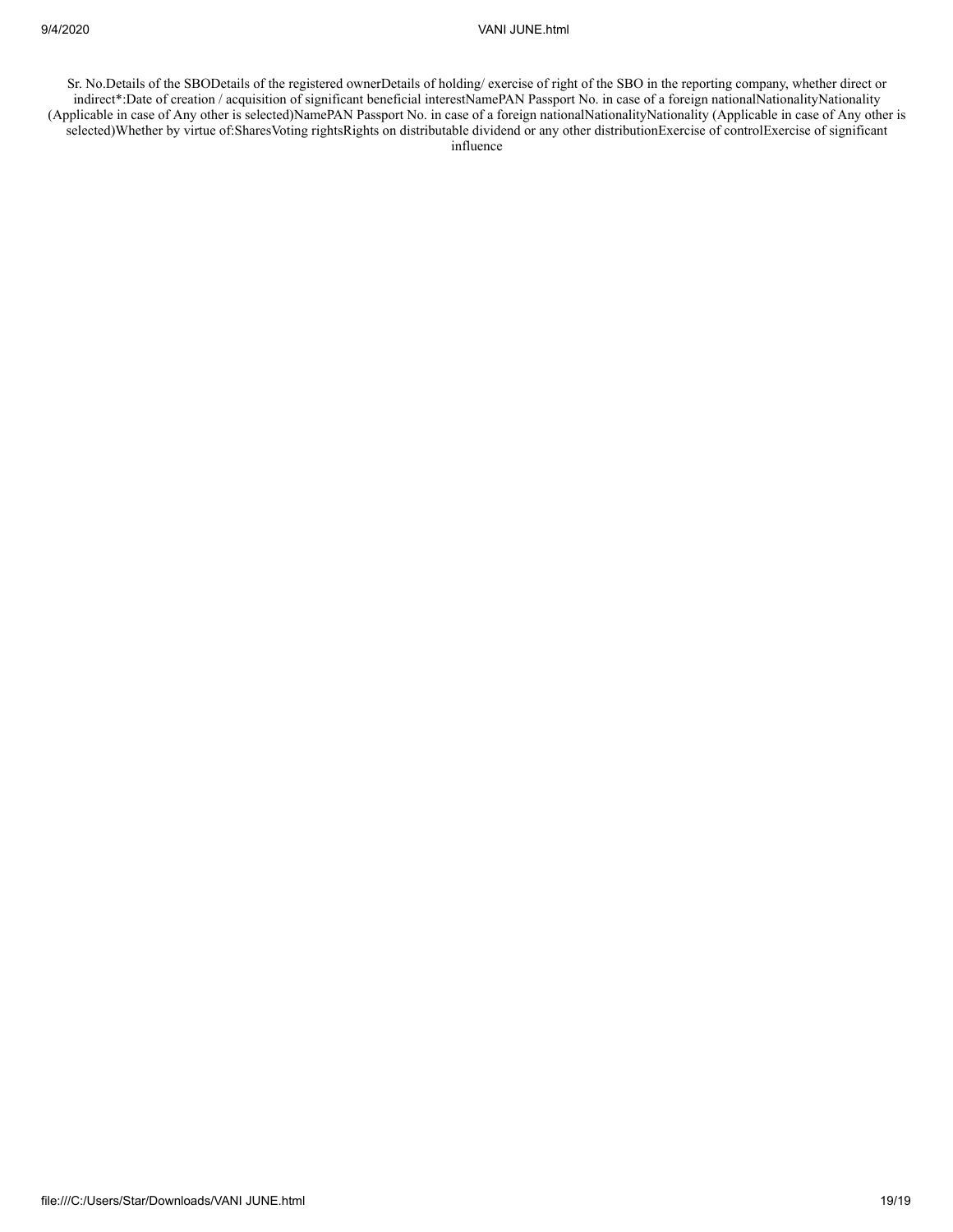Sr. No.Details of the SBODetails of the registered ownerDetails of holding/ exercise of right of the SBO in the reporting company, whether direct or indirect*:Date of creation / acquisition of significant beneficial interestNamePAN Passport No. in case of a foreign nationalNationalityNationality (Applicable in case of Any other is selected)NamePAN Passport No. in case of a foreign nationalNationalityNationality (Applicable in case of Any other is selected)Whether by virtue of:SharesVoting rightsRights on distributable dividend or any other distributionExercise of controlExercise of significant influence